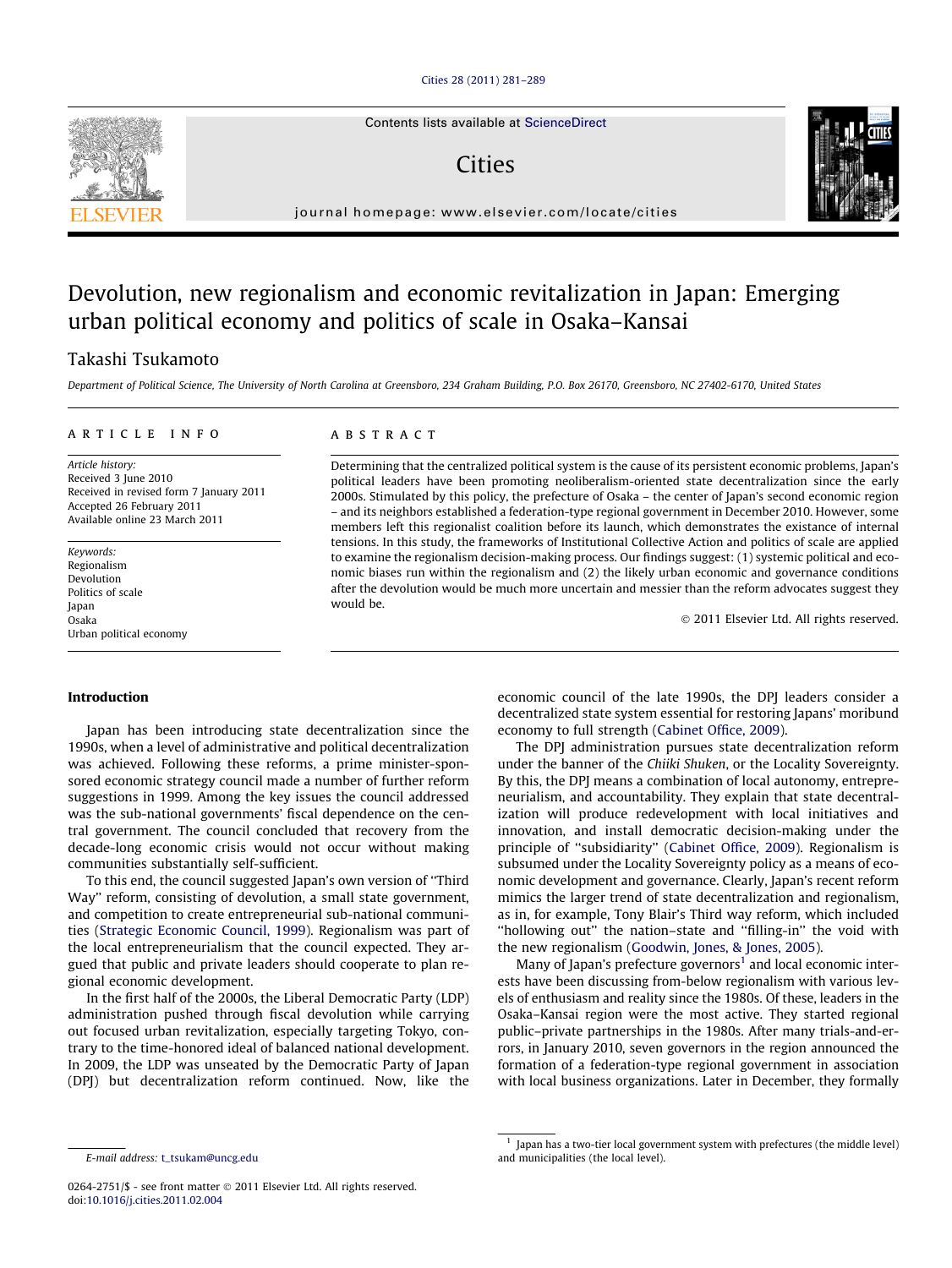# Devolution, new regionalism and economic revitalization in Japan: Emerging urban political economy and politics of scale in Osaka–Kansai

Takashi Tsukamoto

*Department of Political Science, The University of North Carolina at Greensboro, 234 Graham Building, P.O. Box 26170, Greensboro, NC 27402-6170, United States*

**ARTICLE INFO**

*Article history:*
Received 3 June 2010
Received in revised form 7 January 2011
Accepted 26 February 2011
Available online 23 March 2011

*Keywords:*
Regionalism
Devolution
Politics of scale
Japan
Osaka
Urban political economy

**ABSTRACT**

Determining that the centralized political system is the cause of its persistent economic problems, Japan's political leaders have been promoting neoliberalism-oriented state decentralization since the early 2000s. Stimulated by this policy, the prefecture of Osaka – the center of Japan's second economic region – and its neighbors established a federation-type regional government in December 2010. However, some members left this regionalist coalition before its launch, which demonstrates the existance of internal tensions. In this study, the frameworks of Institutional Collective Action and politics of scale are applied to examine the regionalism decision-making process. Our findings suggest: (1) systemic political and economic biases run within the regionalism and (2) the likely urban economic and governance conditions after the devolution would be much more uncertain and messier than the reform advocates suggest they would be.

© 2011 Elsevier Ltd. All rights reserved.

## Introduction

Japan has been introducing state decentralization since the 1990s, when a level of administrative and political decentralization was achieved. Following these reforms, a prime minister-sponsored economic strategy council made a number of further reform suggestions in 1999. Among the key issues the council addressed was the sub-national governments' fiscal dependence on the central government. The council concluded that recovery from the decade-long economic crisis would not occur without making communities substantially self-sufficient.

To this end, the council suggested Japan's own version of "Third Way" reform, consisting of devolution, a small state government, and competition to create entrepreneurial sub-national communities (Strategic Economic Council, 1999). Regionalism was part of the local entrepreneurialism that the council expected. They argued that public and private leaders should cooperate to plan regional economic development.

In the first half of the 2000s, the Liberal Democratic Party (LDP) administration pushed through fiscal devolution while carrying out focused urban revitalization, especially targeting Tokyo, contrary to the time-honored ideal of balanced national development. In 2009, the LDP was unseated by the Democratic Party of Japan (DPJ) but decentralization reform continued. Now, like the economic council of the late 1990s, the DPJ leaders consider a decentralized state system essential for restoring Japans' moribund economy to full strength (Cabinet Office, 2009).

The DPJ administration pursues state decentralization reform under the banner of the *Chiiki Shuken*, or the Locality Sovereignty. By this, the DPJ means a combination of local autonomy, entrepreneurialism, and accountability. They explain that state decentralization will produce redevelopment with local initiatives and innovation, and install democratic decision-making under the principle of "subsidiarity" (Cabinet Office, 2009). Regionalism is subsumed under the Locality Sovereignty policy as a means of economic development and governance. Clearly, Japan's recent reform mimics the larger trend of state decentralization and regionalism, as in, for example, Tony Blair's Third way reform, which included "hollowing out" the nation–state and "filling-in" the void with the new regionalism (Goodwin, Jones, & Jones, 2005).

Many of Japan's prefecture governors[1] and local economic interests have been discussing from-below regionalism with various levels of enthusiasm and reality since the 1980s. Of these, leaders in the Osaka–Kansai region were the most active. They started regional public–private partnerships in the 1980s. After many trials-and-errors, in January 2010, seven governors in the region announced the formation of a federation-type regional government in association with local business organizations. Later in December, they formally

[1] Japan has a two-tier local government system with prefectures (the middle level) and municipalities (the local level).

E-mail address: t_tsukam@uncg.edu

0264-2751/$ - see front matter © 2011 Elsevier Ltd. All rights reserved.
doi:10.1016/j.cities.2011.02.004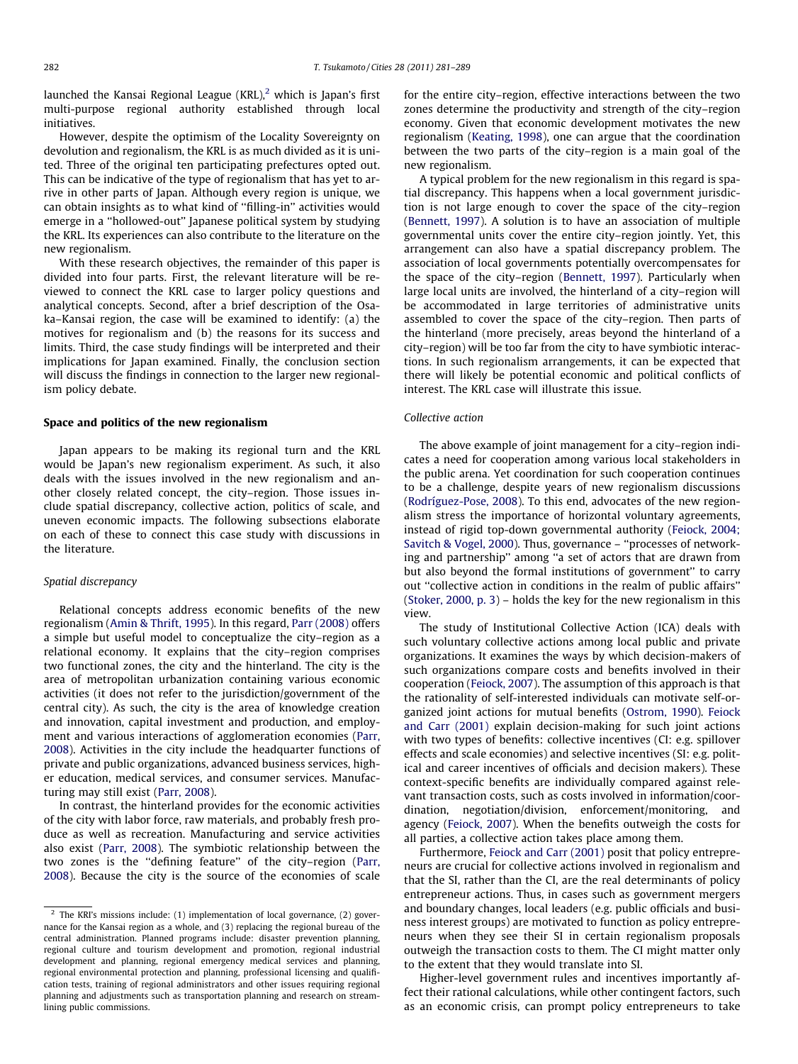launched the Kansai Regional League (KRL),[2] which is Japan's first multi-purpose regional authority established through local initiatives.

However, despite the optimism of the Locality Sovereignty on devolution and regionalism, the KRL is as much divided as it is united. Three of the original ten participating prefectures opted out. This can be indicative of the type of regionalism that has yet to arrive in other parts of Japan. Although every region is unique, we can obtain insights as to what kind of ''filling-in'' activities would emerge in a ''hollowed-out'' Japanese political system by studying the KRL. Its experiences can also contribute to the literature on the new regionalism.

With these research objectives, the remainder of this paper is divided into four parts. First, the relevant literature will be reviewed to connect the KRL case to larger policy questions and analytical concepts. Second, after a brief description of the Osaka–Kansai region, the case will be examined to identify: (a) the motives for regionalism and (b) the reasons for its success and limits. Third, the case study findings will be interpreted and their implications for Japan examined. Finally, the conclusion section will discuss the findings in connection to the larger new regionalism policy debate.

## Space and politics of the new regionalism

Japan appears to be making its regional turn and the KRL would be Japan's new regionalism experiment. As such, it also deals with the issues involved in the new regionalism and another closely related concept, the city–region. Those issues include spatial discrepancy, collective action, politics of scale, and uneven economic impacts. The following subsections elaborate on each of these to connect this case study with discussions in the literature.

### Spatial discrepancy

Relational concepts address economic benefits of the new regionalism (Amin & Thrift, 1995). In this regard, Parr (2008) offers a simple but useful model to conceptualize the city–region as a relational economy. It explains that the city–region comprises two functional zones, the city and the hinterland. The city is the area of metropolitan urbanization containing various economic activities (it does not refer to the jurisdiction/government of the central city). As such, the city is the area of knowledge creation and innovation, capital investment and production, and employment and various interactions of agglomeration economies (Parr, 2008). Activities in the city include the headquarter functions of private and public organizations, advanced business services, higher education, medical services, and consumer services. Manufacturing may still exist (Parr, 2008).

In contrast, the hinterland provides for the economic activities of the city with labor force, raw materials, and probably fresh produce as well as recreation. Manufacturing and service activities also exist (Parr, 2008). The symbiotic relationship between the two zones is the ''defining feature'' of the city–region (Parr, 2008). Because the city is the source of the economies of scale for the entire city–region, effective interactions between the two zones determine the productivity and strength of the city–region economy. Given that economic development motivates the new regionalism (Keating, 1998), one can argue that the coordination between the two parts of the city–region is a main goal of the new regionalism.

A typical problem for the new regionalism in this regard is spatial discrepancy. This happens when a local government jurisdiction is not large enough to cover the space of the city–region (Bennett, 1997). A solution is to have an association of multiple governmental units cover the entire city–region jointly. Yet, this arrangement can also have a spatial discrepancy problem. The association of local governments potentially overcompensates for the space of the city–region (Bennett, 1997). Particularly when large local units are involved, the hinterland of a city–region will be accommodated in large territories of administrative units assembled to cover the space of the city–region. Then parts of the hinterland (more precisely, areas beyond the hinterland of a city–region) will be too far from the city to have symbiotic interactions. In such regionalism arrangements, it can be expected that there will likely be potential economic and political conflicts of interest. The KRL case will illustrate this issue.

### Collective action

The above example of joint management for a city–region indicates a need for cooperation among various local stakeholders in the public arena. Yet coordination for such cooperation continues to be a challenge, despite years of new regionalism discussions (Rodríguez-Pose, 2008). To this end, advocates of the new regionalism stress the importance of horizontal voluntary agreements, instead of rigid top-down governmental authority (Feiock, 2004; Savitch & Vogel, 2000). Thus, governance – ''processes of networking and partnership'' among ''a set of actors that are drawn from but also beyond the formal institutions of government'' to carry out ''collective action in conditions in the realm of public affairs'' (Stoker, 2000, p. 3) – holds the key for the new regionalism in this view.

The study of Institutional Collective Action (ICA) deals with such voluntary collective actions among local public and private organizations. It examines the ways by which decision-makers of such organizations compare costs and benefits involved in their cooperation (Feiock, 2007). The assumption of this approach is that the rationality of self-interested individuals can motivate self-organized joint actions for mutual benefits (Ostrom, 1990). Feiock and Carr (2001) explain decision-making for such joint actions with two types of benefits: collective incentives (CI: e.g. spillover effects and scale economies) and selective incentives (SI: e.g. political and career incentives of officials and decision makers). These context-specific benefits are individually compared against relevant transaction costs, such as costs involved in information/coordination, negotiation/division, enforcement/monitoring, and agency (Feiock, 2007). When the benefits outweigh the costs for all parties, a collective action takes place among them.

Furthermore, Feiock and Carr (2001) posit that policy entrepreneurs are crucial for collective actions involved in regionalism and that the SI, rather than the CI, are the real determinants of policy entrepreneur actions. Thus, in cases such as government mergers and boundary changes, local leaders (e.g. public officials and business interest groups) are motivated to function as policy entrepreneurs when they see their SI in certain regionalism proposals outweigh the transaction costs to them. The CI might matter only to the extent that they would translate into SI.

Higher-level government rules and incentives importantly affect their rational calculations, while other contingent factors, such as an economic crisis, can prompt policy entrepreneurs to take

[2] The KRL's missions include: (1) implementation of local governance, (2) governance for the Kansai region as a whole, and (3) replacing the regional bureau of the central administration. Planned programs include: disaster prevention planning, regional culture and tourism development and promotion, regional industrial development and planning, regional emergency medical services and planning, regional environmental protection and planning, professional licensing and qualification tests, training of regional administrators and other issues requiring regional planning and adjustments such as transportation planning and research on streamlining public commissions.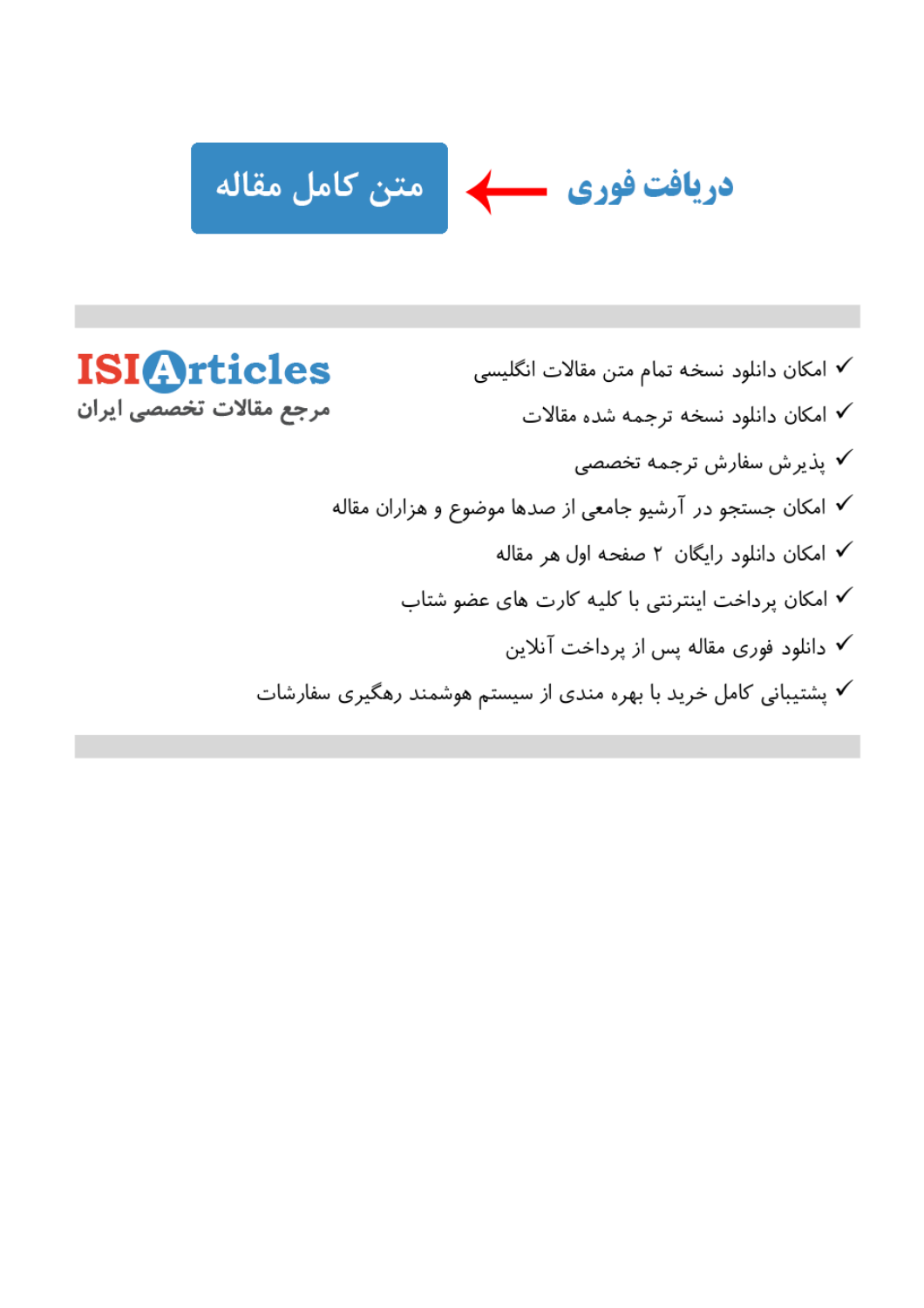دریافت فوری ← **متن کامل مقاله**

**ISIArticles**
مرجع مقالات تخصصی ایران

- ✓ امکان دانلود نسخه تمام متن مقالات انگلیسی
- ✓ امکان دانلود نسخه ترجمه شده مقالات
- ✓ پذیرش سفارش ترجمه تخصصی
- ✓ امکان جستجو در آرشیو جامعی از صدها موضوع و هزاران مقاله
- ✓ امکان دانلود رایگان ۲ صفحه اول هر مقاله
- ✓ امکان پرداخت اینترنتی با کلیه کارت های عضو شتاب
- ✓ دانلود فوری مقاله پس از پرداخت آنلاین
- ✓ پشتیبانی کامل خرید با بهره مندی از سیستم هوشمند رهگیری سفارشات